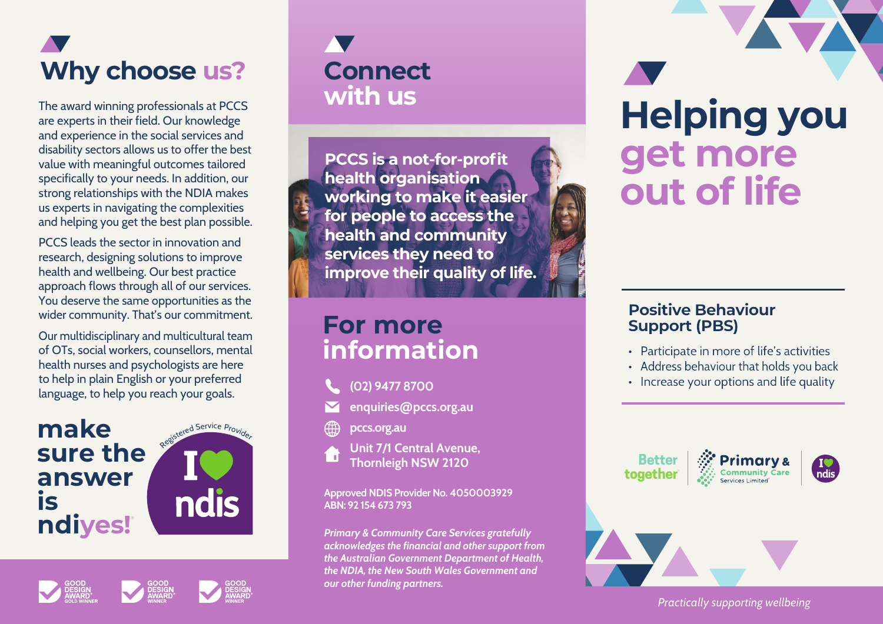## Why choose us?

The award winning professionals at PCCS are experts in their field. Our knowledge and experience in the social services and disability sectors allows us to offer the best value with meaningful outcomes tailored specifically to your needs. In addition, our strong relationships with the NDIA makes us experts in navigating the complexities and helping you get the best plan possible.

PCCS leads the sector in innovation and research, designing solutions to improve health and wellbeing. Our best practice approach flows through all of our services. You deserve the same opportunities as the wider community. That's our commitment.

Our multidisciplinary and multicultural team of OTs, social workers, counsellors, mental health nurses and psychologists are here to help in plain English or your preferred language, to help you reach your goals.

**make sure the answer is ndiyes!**

Registered Service Provider

I ♥ ndis

GOOD DESIGN AWARD GOLD WINNER

GOOD DESIGN AWARD WINNER

GOOD DESIGN AWARD WINNER

## Connect with us

**PCCS is a not-for-profit health organisation working to make it easier for people to access the health and community services they need to improve their quality of life.**

## For more information

- (02) 9477 8700
- enquiries@pccs.org.au
- pccs.org.au
- Unit 7/1 Central Avenue, Thornleigh NSW 2120

Approved NDIS Provider No. 4050003929
ABN: 92 154 673 793

*Primary & Community Care Services gratefully acknowledges the financial and other support from the Australian Government Department of Health, the NDIA, the New South Wales Government and our other funding partners.*

# Helping you get more out of life

### Positive Behaviour Support (PBS)

- Participate in more of life's activities
- Address behaviour that holds you back
- Increase your options and life quality

Better together | Primary & Community Care Services Limited | I ♥ ndis

*Practically supporting wellbeing*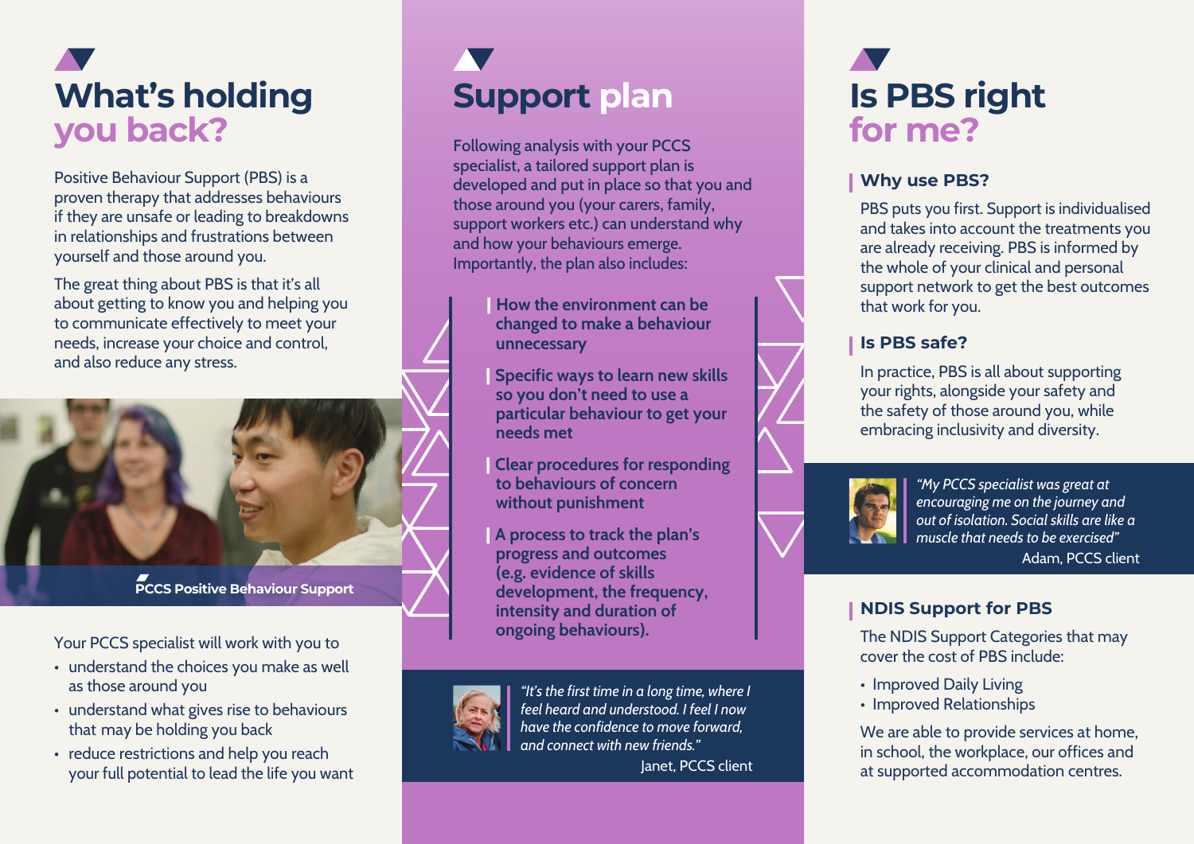# What's holding you back?

Positive Behaviour Support (PBS) is a proven therapy that addresses behaviours if they are unsafe or leading to breakdowns in relationships and frustrations between yourself and those around you.

The great thing about PBS is that it's all about getting to know you and helping you to communicate effectively to meet your needs, increase your choice and control, and also reduce any stress.

PCCS Positive Behaviour Support

Your PCCS specialist will work with you to

- understand the choices you make as well as those around you
- understand what gives rise to behaviours that may be holding you back
- reduce restrictions and help you reach your full potential to lead the life you want

# Support plan

Following analysis with your PCCS specialist, a tailored support plan is developed and put in place so that you and those around you (your carers, family, support workers etc.) can understand why and how your behaviours emerge. Importantly, the plan also includes:

- **How the environment can be changed to make a behaviour unnecessary**
- **Specific ways to learn new skills so you don't need to use a particular behaviour to get your needs met**
- **Clear procedures for responding to behaviours of concern without punishment**
- **A process to track the plan's progress and outcomes (e.g. evidence of skills development, the frequency, intensity and duration of ongoing behaviours).**

*"It's the first time in a long time, where I feel heard and understood. I feel I now have the confidence to move forward, and connect with new friends."*

Janet, PCCS client

# Is PBS right for me?

## Why use PBS?

PBS puts you first. Support is individualised and takes into account the treatments you are already receiving. PBS is informed by the whole of your clinical and personal support network to get the best outcomes that work for you.

## Is PBS safe?

In practice, PBS is all about supporting your rights, alongside your safety and the safety of those around you, while embracing inclusivity and diversity.

*"My PCCS specialist was great at encouraging me on the journey and out of isolation. Social skills are like a muscle that needs to be exercised"*

Adam, PCCS client

## NDIS Support for PBS

The NDIS Support Categories that may cover the cost of PBS include:

- Improved Daily Living
- Improved Relationships

We are able to provide services at home, in school, the workplace, our offices and at supported accommodation centres.